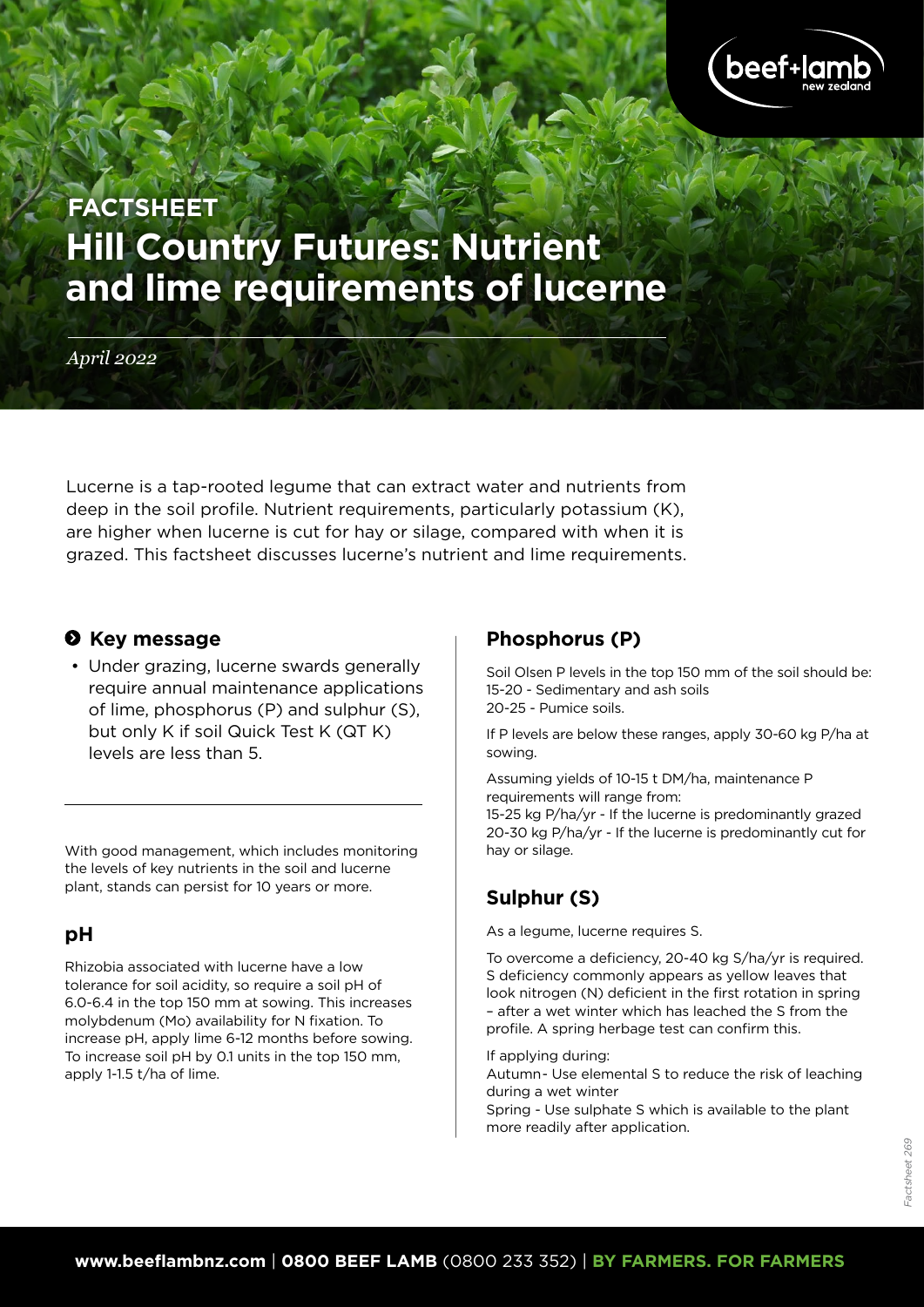FACTSHEET

# Hill Country Futures: Nutrient and lime requirements of lucerne

*April 2022*

Lucerne is a tap-rooted legume that can extract water and nutrients from deep in the soil profile. Nutrient requirements, particularly potassium (K), are higher when lucerne is cut for hay or silage, compared with when it is grazed. This factsheet discusses lucerne's nutrient and lime requirements.

## Key message

- Under grazing, lucerne swards generally require annual maintenance applications of lime, phosphorus (P) and sulphur (S), but only K if soil Quick Test K (QT K) levels are less than 5.

With good management, which includes monitoring the levels of key nutrients in the soil and lucerne plant, stands can persist for 10 years or more.

## pH

Rhizobia associated with lucerne have a low tolerance for soil acidity, so require a soil pH of 6.0-6.4 in the top 150 mm at sowing. This increases molybdenum (Mo) availability for N fixation. To increase pH, apply lime 6-12 months before sowing. To increase soil pH by 0.1 units in the top 150 mm, apply 1-1.5 t/ha of lime.

## Phosphorus (P)

Soil Olsen P levels in the top 150 mm of the soil should be:
15-20 - Sedimentary and ash soils
20-25 - Pumice soils.

If P levels are below these ranges, apply 30-60 kg P/ha at sowing.

Assuming yields of 10-15 t DM/ha, maintenance P requirements will range from:
15-25 kg P/ha/yr - If the lucerne is predominantly grazed
20-30 kg P/ha/yr - If the lucerne is predominantly cut for hay or silage.

## Sulphur (S)

As a legume, lucerne requires S.

To overcome a deficiency, 20-40 kg S/ha/yr is required. S deficiency commonly appears as yellow leaves that look nitrogen (N) deficient in the first rotation in spring – after a wet winter which has leached the S from the profile. A spring herbage test can confirm this.

If applying during:
Autumn - Use elemental S to reduce the risk of leaching during a wet winter
Spring - Use sulphate S which is available to the plant more readily after application.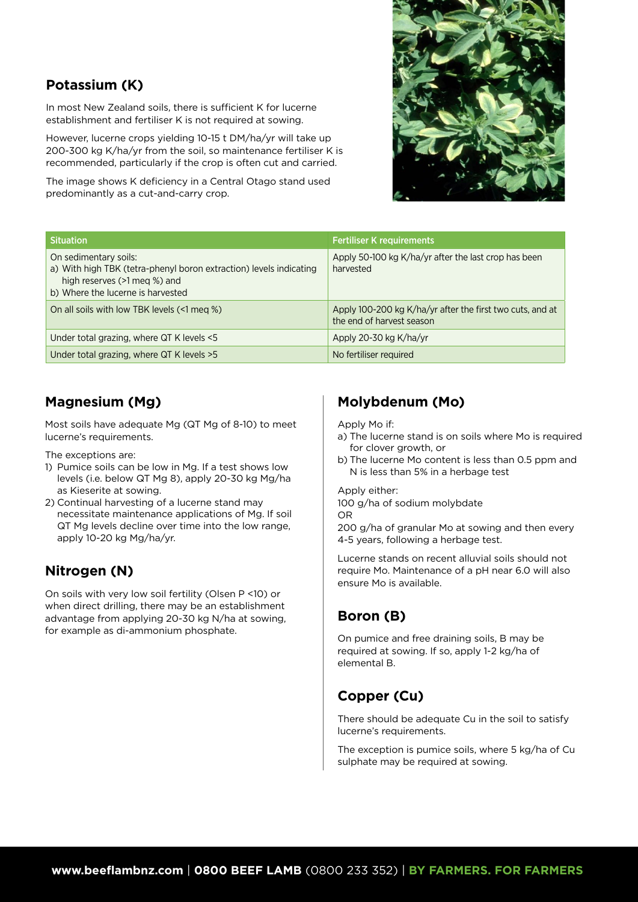## Potassium (K)

In most New Zealand soils, there is sufficient K for lucerne establishment and fertiliser K is not required at sowing.

However, lucerne crops yielding 10-15 t DM/ha/yr will take up 200-300 kg K/ha/yr from the soil, so maintenance fertiliser K is recommended, particularly if the crop is often cut and carried.

The image shows K deficiency in a Central Otago stand used predominantly as a cut-and-carry crop.

| Situation | Fertiliser K requirements |
|---|---|
| On sedimentary soils:<br>a) With high TBK (tetra-phenyl boron extraction) levels indicating high reserves (>1 meq %) and<br>b) Where the lucerne is harvested | Apply 50-100 kg K/ha/yr after the last crop has been harvested |
| On all soils with low TBK levels (<1 meq %) | Apply 100-200 kg K/ha/yr after the first two cuts, and at the end of harvest season |
| Under total grazing, where QT K levels <5 | Apply 20-30 kg K/ha/yr |
| Under total grazing, where QT K levels >5 | No fertiliser required |

## Magnesium (Mg)

Most soils have adequate Mg (QT Mg of 8-10) to meet lucerne's requirements.

The exceptions are:

1. Pumice soils can be low in Mg. If a test shows low levels (i.e. below QT Mg 8), apply 20-30 kg Mg/ha as Kieserite at sowing.
2. Continual harvesting of a lucerne stand may necessitate maintenance applications of Mg. If soil QT Mg levels decline over time into the low range, apply 10-20 kg Mg/ha/yr.

## Nitrogen (N)

On soils with very low soil fertility (Olsen P <10) or when direct drilling, there may be an establishment advantage from applying 20-30 kg N/ha at sowing, for example as di-ammonium phosphate.

## Molybdenum (Mo)

Apply Mo if:

a) The lucerne stand is on soils where Mo is required for clover growth, or
b) The lucerne Mo content is less than 0.5 ppm and N is less than 5% in a herbage test

Apply either:
100 g/ha of sodium molybdate
OR
200 g/ha of granular Mo at sowing and then every 4-5 years, following a herbage test.

Lucerne stands on recent alluvial soils should not require Mo. Maintenance of a pH near 6.0 will also ensure Mo is available.

## Boron (B)

On pumice and free draining soils, B may be required at sowing. If so, apply 1-2 kg/ha of elemental B.

## Copper (Cu)

There should be adequate Cu in the soil to satisfy lucerne's requirements.

The exception is pumice soils, where 5 kg/ha of Cu sulphate may be required at sowing.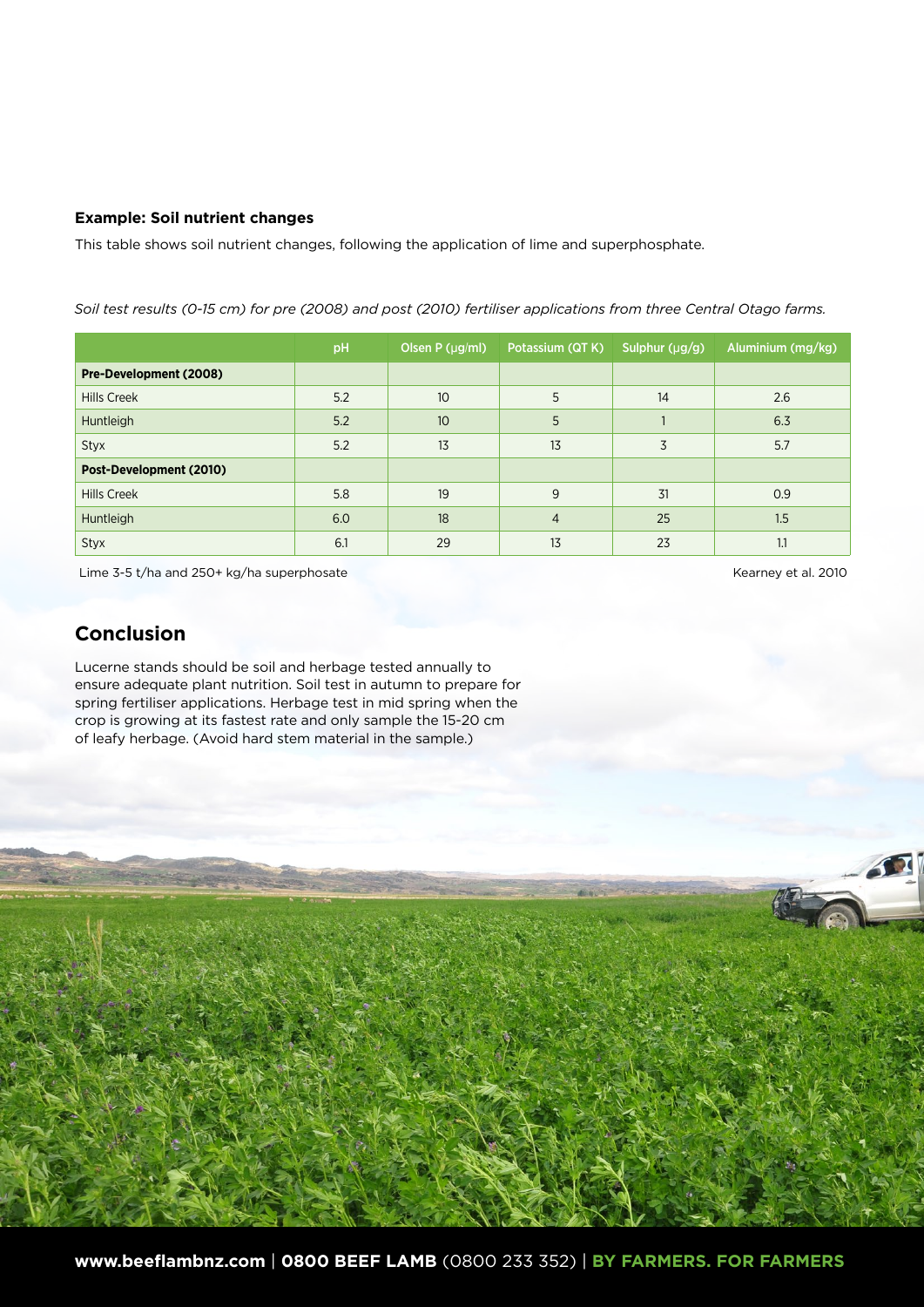**Example: Soil nutrient changes**

This table shows soil nutrient changes, following the application of lime and superphosphate.

*Soil test results (0-15 cm) for pre (2008) and post (2010) fertiliser applications from three Central Otago farms.*

| | pH | Olsen P (µg/ml) | Potassium (QT K) | Sulphur (µg/g) | Aluminium (mg/kg) |
|---|---|---|---|---|---|
| **Pre-Development (2008)** | | | | | |
| Hills Creek | 5.2 | 10 | 5 | 14 | 2.6 |
| Huntleigh | 5.2 | 10 | 5 | 1 | 6.3 |
| Styx | 5.2 | 13 | 13 | 3 | 5.7 |
| **Post-Development (2010)** | | | | | |
| Hills Creek | 5.8 | 19 | 9 | 31 | 0.9 |
| Huntleigh | 6.0 | 18 | 4 | 25 | 1.5 |
| Styx | 6.1 | 29 | 13 | 23 | 1.1 |

Lime 3-5 t/ha and 250+ kg/ha superphosate

Kearney et al. 2010

## Conclusion

Lucerne stands should be soil and herbage tested annually to ensure adequate plant nutrition. Soil test in autumn to prepare for spring fertiliser applications. Herbage test in mid spring when the crop is growing at its fastest rate and only sample the 15-20 cm of leafy herbage. (Avoid hard stem material in the sample.)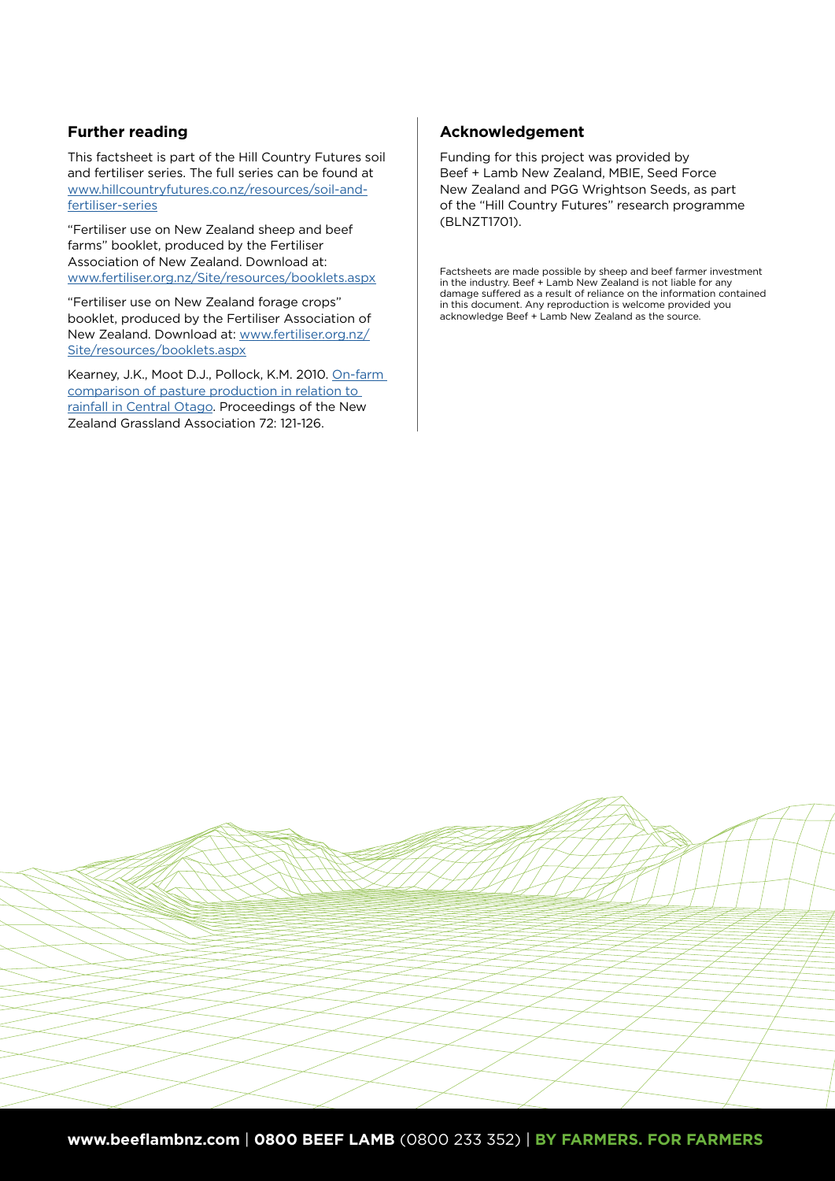## Further reading

This factsheet is part of the Hill Country Futures soil and fertiliser series. The full series can be found at www.hillcountryfutures.co.nz/resources/soil-and-fertiliser-series

"Fertiliser use on New Zealand sheep and beef farms" booklet, produced by the Fertiliser Association of New Zealand. Download at: www.fertiliser.org.nz/Site/resources/booklets.aspx

"Fertiliser use on New Zealand forage crops" booklet, produced by the Fertiliser Association of New Zealand. Download at: www.fertiliser.org.nz/Site/resources/booklets.aspx

Kearney, J.K., Moot D.J., Pollock, K.M. 2010. On-farm comparison of pasture production in relation to rainfall in Central Otago. Proceedings of the New Zealand Grassland Association 72: 121-126.

## Acknowledgement

Funding for this project was provided by Beef + Lamb New Zealand, MBIE, Seed Force New Zealand and PGG Wrightson Seeds, as part of the "Hill Country Futures" research programme (BLNZT1701).

Factsheets are made possible by sheep and beef farmer investment in the industry. Beef + Lamb New Zealand is not liable for any damage suffered as a result of reliance on the information contained in this document. Any reproduction is welcome provided you acknowledge Beef + Lamb New Zealand as the source.

**www.beeflambnz.com** | **0800 BEEF LAMB** (0800 233 352) | **BY FARMERS. FOR FARMERS**